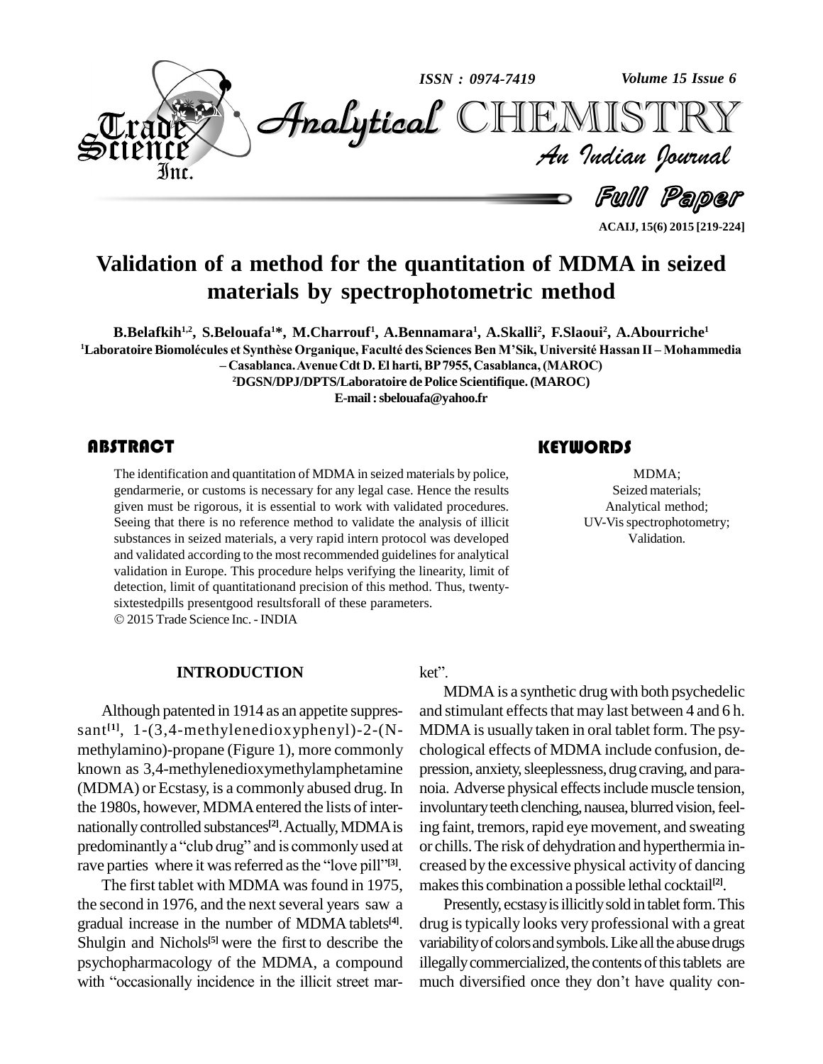# Validation of a method for the quantitation of MDMA in seized materials by spectrophotometric method

**B.Belafkih[1,2], S.Belouafa[1]*, M.Charrouf[1], A.Bennamara[1], A.Skalli[2], F.Slaoui[2], A.Abourriche[1]**

[1]Laboratoire Biomolécules et Synthèse Organique, Faculté des Sciences Ben M'Sik, Université Hassan II – Mohammedia – Casablanca. Avenue Cdt D. El harti, BP 7955, Casablanca, (MAROC)

[2]DGSN/DPJ/DPTS/Laboratoire de Police Scientifique. (MAROC)

E-mail : sbelouafa@yahoo.fr

## ABSTRACT

The identification and quantitation of MDMA in seized materials by police, gendarmerie, or customs is necessary for any legal case. Hence the results given must be rigorous, it is essential to work with validated procedures. Seeing that there is no reference method to validate the analysis of illicit substances in seized materials, a very rapid intern protocol was developed and validated according to the most recommended guidelines for analytical validation in Europe. This procedure helps verifying the linearity, limit of detection, limit of quantitationand precision of this method. Thus, twenty-sixtestedpills presentgood resultsforall of these parameters.

© 2015 Trade Science Inc. - INDIA

## KEYWORDS

MDMA;
Seized materials;
Analytical method;
UV-Vis spectrophotometry;
Validation.

## INTRODUCTION

Although patented in 1914 as an appetite suppressant[1], 1-(3,4-methylenedioxyphenyl)-2-(N-methylamino)-propane (Figure 1), more commonly known as 3,4-methylenedioxymethylamphetamine (MDMA) or Ecstasy, is a commonly abused drug. In the 1980s, however, MDMA entered the lists of internationally controlled substances[2]. Actually, MDMA is predominantly a "club drug" and is commonly used at rave parties where it was referred as the "love pill"[3].

The first tablet with MDMA was found in 1975, the second in 1976, and the next several years saw a gradual increase in the number of MDMA tablets[4]. Shulgin and Nichols[5] were the first to describe the psychopharmacology of the MDMA, a compound with "occasionally incidence in the illicit street market".

MDMA is a synthetic drug with both psychedelic and stimulant effects that may last between 4 and 6 h. MDMA is usually taken in oral tablet form. The psychological effects of MDMA include confusion, depression, anxiety, sleeplessness, drug craving, and paranoia. Adverse physical effects include muscle tension, involuntary teeth clenching, nausea, blurred vision, feeling faint, tremors, rapid eye movement, and sweating or chills. The risk of dehydration and hyperthermia increased by the excessive physical activity of dancing makes this combination a possible lethal cocktail[2].

Presently, ecstasy is illicitly sold in tablet form. This drug is typically looks very professional with a great variability of colors and symbols. Like all the abuse drugs illegally commercialized, the contents of this tablets are much diversified once they don't have quality con-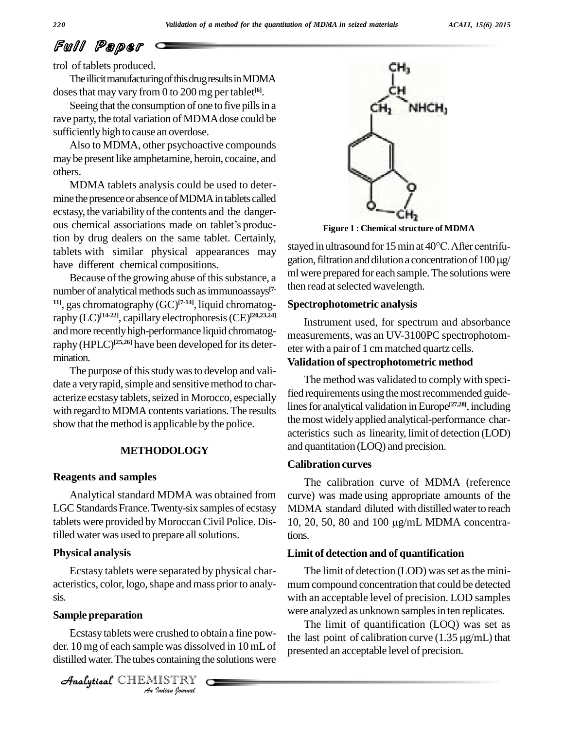trol of tablets produced.

The illicit manufacturing of this drug results in MDMA doses that may vary from 0 to 200 mg per tablet[6].

Seeing that the consumption of one to five pills in a rave party, the total variation of MDMA dose could be sufficiently high to cause an overdose.

Also to MDMA, other psychoactive compounds may be present like amphetamine, heroin, cocaine, and others.

MDMA tablets analysis could be used to determine the presence or absence of MDMA in tablets called ecstasy, the variability of the contents and the dangerous chemical associations made on tablet's production by drug dealers on the same tablet. Certainly, tablets with similar physical appearances may have different chemical compositions.

Because of the growing abuse of this substance, a number of analytical methods such as immunoassays[7-11], gas chromatography (GC)[7-14], liquid chromatography (LC)[14-22], capillary electrophoresis (CE)[20,23,24] and more recently high-performance liquid chromatography (HPLC)[25,26] have been developed for its determination.

The purpose of this study was to develop and validate a very rapid, simple and sensitive method to characterize ecstasy tablets, seized in Morocco, especially with regard to MDMA contents variations. The results show that the method is applicable by the police.

## METHODOLOGY

### Reagents and samples

Analytical standard MDMA was obtained from LGC Standards France. Twenty-six samples of ecstasy tablets were provided by Moroccan Civil Police. Distilled water was used to prepare all solutions.

### Physical analysis

Ecstasy tablets were separated by physical characteristics, color, logo, shape and mass prior to analysis.

### Sample preparation

Ecstasy tablets were crushed to obtain a fine powder. 10 mg of each sample was dissolved in 10 mL of distilled water. The tubes containing the solutions were stayed in ultrasound for 15 min at 40°C. After centrifugation, filtration and dilution a concentration of 100 μg/ml were prepared for each sample. The solutions were then read at selected wavelength.

**Figure 1 : Chemical structure of MDMA**

### Spectrophotometric analysis

Instrument used, for spectrum and absorbance measurements, was an UV-3100PC spectrophotometer with a pair of 1 cm matched quartz cells.

### Validation of spectrophotometric method

The method was validated to comply with specified requirements using the most recommended guidelines for analytical validation in Europe[27,28], including the most widely applied analytical-performance characteristics such as linearity, limit of detection (LOD) and quantitation (LOQ) and precision.

### Calibration curves

The calibration curve of MDMA (reference curve) was made using appropriate amounts of the MDMA standard diluted with distilled water to reach 10, 20, 50, 80 and 100 μg/mL MDMA concentrations.

### Limit of detection and of quantification

The limit of detection (LOD) was set as the minimum compound concentration that could be detected with an acceptable level of precision. LOD samples were analyzed as unknown samples in ten replicates.

The limit of quantification (LOQ) was set as the last point of calibration curve (1.35 μg/mL) that presented an acceptable level of precision.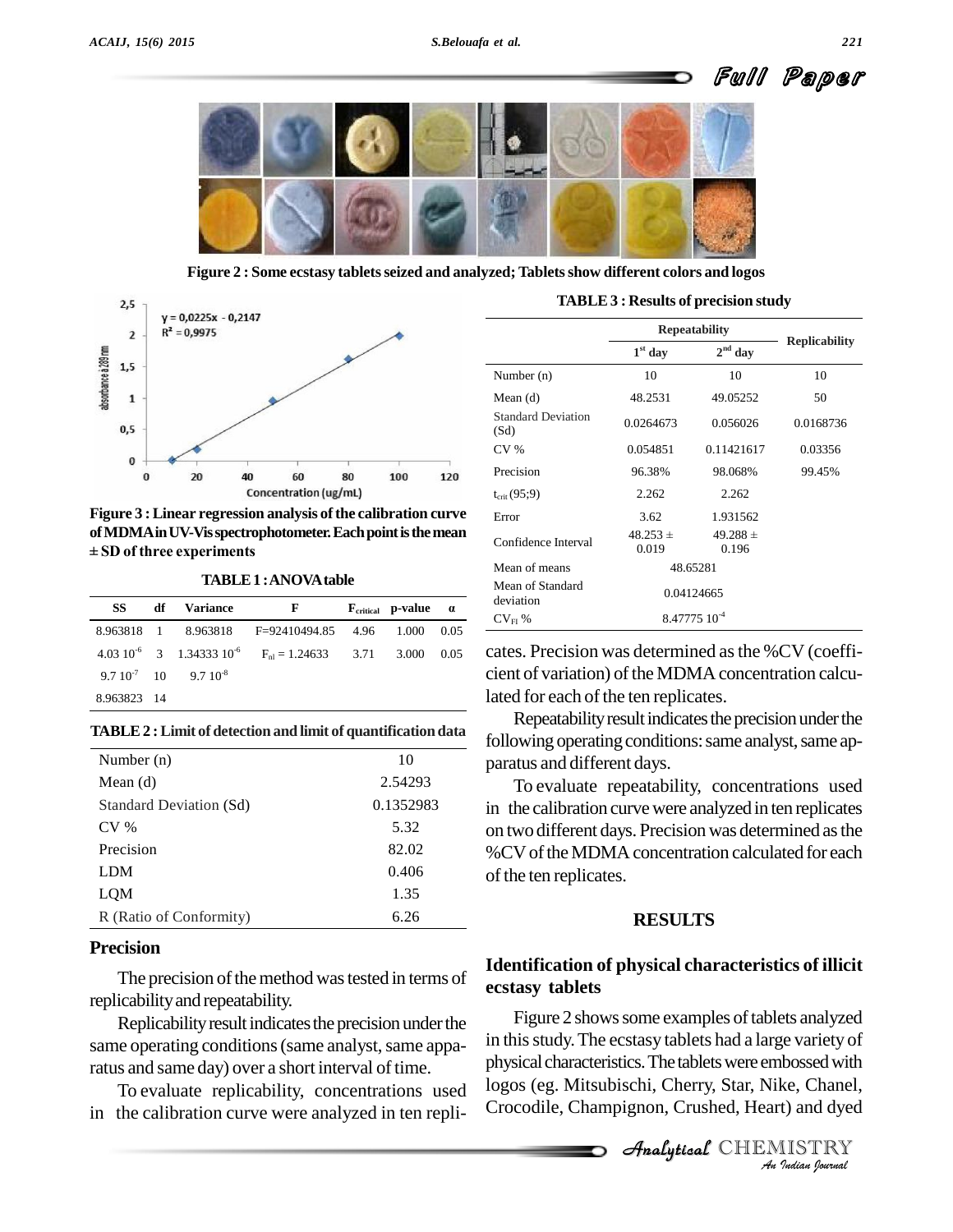Figure 2 : Some ecstasy tablets seized and analyzed; Tablets show different colors and logos

Figure 3 : Linear regression analysis of the calibration curve of MDMA in UV-Vis spectrophotometer. Each point is the mean ± SD of three experiments

TABLE 1 : ANOVA table

| SS | df | Variance | F | $F_{critical}$ | p-value | α |
|---|---|---|---|---|---|---|
| 8.963818 | 1 | 8.963818 | F=92410494.85 | 4.96 | 1.000 | 0.05 |
| $4.03\ 10^{-6}$ | 3 | $1.34333\ 10^{-6}$ | $F_{nl}$ = 1.24633 | 3.71 | 3.000 | 0.05 |
| $9.7\ 10^{-7}$ | 10 | $9.7\ 10^{-8}$ | | | | |
| 8.963823 | 14 | | | | | |

TABLE 2 : Limit of detection and limit of quantification data

| | |
|---|---|
| Number (n) | 10 |
| Mean (d) | 2.54293 |
| Standard Deviation (Sd) | 0.1352983 |
| CV % | 5.32 |
| Precision | 82.02 |
| LDM | 0.406 |
| LQM | 1.35 |
| R (Ratio of Conformity) | 6.26 |

## Precision

The precision of the method was tested in terms of replicability and repeatability.

Replicability result indicates the precision under the same operating conditions (same analyst, same apparatus and same day) over a short interval of time.

To evaluate replicability, concentrations used in the calibration curve were analyzed in ten replicates. Precision was determined as the %CV (coefficient of variation) of the MDMA concentration calculated for each of the ten replicates.

TABLE 3 : Results of precision study

| | Repeatability | | Replicability |
|---|---|---|---|
| | $1^{st}$ day | $2^{nd}$ day | |
| Number (n) | 10 | 10 | 10 |
| Mean (d) | 48.2531 | 49.05252 | 50 |
| Standard Deviation (Sd) | 0.0264673 | 0.056026 | 0.0168736 |
| CV % | 0.054851 | 0.11421617 | 0.03356 |
| Precision | 96.38% | 98.068% | 99.45% |
| $t_{crit}$ (95;9) | 2.262 | 2.262 | |
| Error | 3.62 | 1.931562 | |
| Confidence Interval | 48.253 ± 0.019 | 49.288 ± 0.196 | |
| Mean of means | 48.65281 | | |
| Mean of Standard deviation | 0.04124665 | | |
| $CV_{FI}$ % | $8.47775\ 10^{-4}$ | | |

Repeatability result indicates the precision under the following operating conditions: same analyst, same apparatus and different days.

To evaluate repeatability, concentrations used in the calibration curve were analyzed in ten replicates on two different days. Precision was determined as the %CV of the MDMA concentration calculated for each of the ten replicates.

## RESULTS

### Identification of physical characteristics of illicit ecstasy tablets

Figure 2 shows some examples of tablets analyzed in this study. The ecstasy tablets had a large variety of physical characteristics. The tablets were embossed with logos (eg. Mitsubischi, Cherry, Star, Nike, Chanel, Crocodile, Champignon, Crushed, Heart) and dyed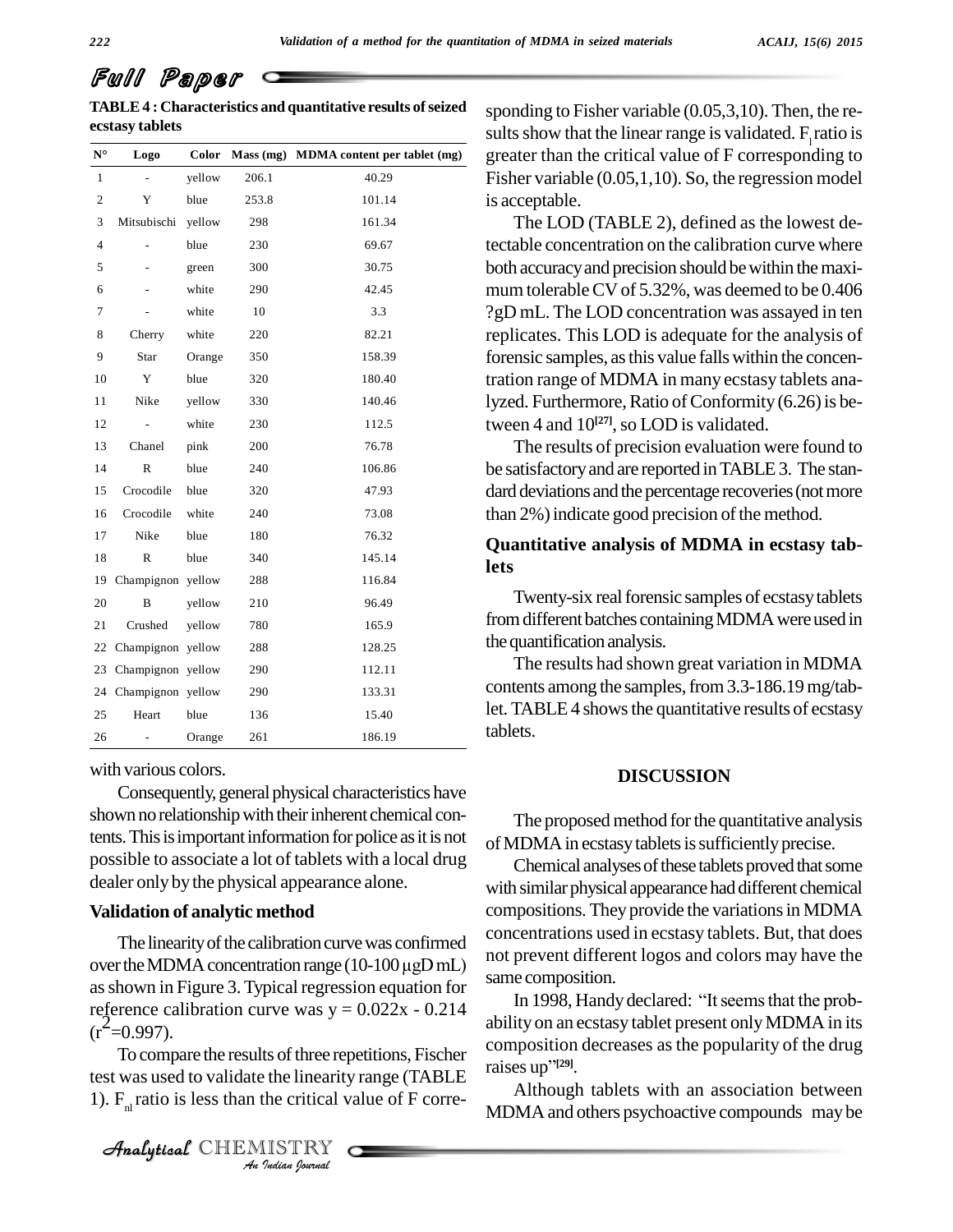**Full Paper**

**TABLE 4 : Characteristics and quantitative results of seized ecstasy tablets**

| N° | Logo | Color | Mass (mg) | MDMA content per tablet (mg) |
|---|---|---|---|---|
| 1 | - | yellow | 206.1 | 40.29 |
| 2 | Y | blue | 253.8 | 101.14 |
| 3 | Mitsubischi | yellow | 298 | 161.34 |
| 4 | - | blue | 230 | 69.67 |
| 5 | - | green | 300 | 30.75 |
| 6 | - | white | 290 | 42.45 |
| 7 | - | white | 10 | 3.3 |
| 8 | Cherry | white | 220 | 82.21 |
| 9 | Star | Orange | 350 | 158.39 |
| 10 | Y | blue | 320 | 180.40 |
| 11 | Nike | yellow | 330 | 140.46 |
| 12 | - | white | 230 | 112.5 |
| 13 | Chanel | pink | 200 | 76.78 |
| 14 | R | blue | 240 | 106.86 |
| 15 | Crocodile | blue | 320 | 47.93 |
| 16 | Crocodile | white | 240 | 73.08 |
| 17 | Nike | blue | 180 | 76.32 |
| 18 | R | blue | 340 | 145.14 |
| 19 | Champignon | yellow | 288 | 116.84 |
| 20 | B | yellow | 210 | 96.49 |
| 21 | Crushed | yellow | 780 | 165.9 |
| 22 | Champignon | yellow | 288 | 128.25 |
| 23 | Champignon | yellow | 290 | 112.11 |
| 24 | Champignon | yellow | 290 | 133.31 |
| 25 | Heart | blue | 136 | 15.40 |
| 26 | - | Orange | 261 | 186.19 |

with various colors.

Consequently, general physical characteristics have shown no relationship with their inherent chemical contents. This is important information for police as it is not possible to associate a lot of tablets with a local drug dealer only by the physical appearance alone.

### Validation of analytic method

The linearity of the calibration curve was confirmed over the MDMA concentration range (10-100 µgD mL) as shown in Figure 3. Typical regression equation for reference calibration curve was $y = 0.022x - 0.214$ ($r^2$=0.997).

To compare the results of three repetitions, Fischer test was used to validate the linearity range (TABLE 1). $F_{nl}$ ratio is less than the critical value of F corresponding to Fisher variable (0.05,3,10). Then, the results show that the linear range is validated. $F_l$ ratio is greater than the critical value of F corresponding to Fisher variable (0.05,1,10). So, the regression model is acceptable.

The LOD (TABLE 2), defined as the lowest detectable concentration on the calibration curve where both accuracy and precision should be within the maximum tolerable CV of 5.32%, was deemed to be 0.406 ?gD mL. The LOD concentration was assayed in ten replicates. This LOD is adequate for the analysis of forensic samples, as this value falls within the concentration range of MDMA in many ecstasy tablets analyzed. Furthermore, Ratio of Conformity (6.26) is between 4 and 10[27], so LOD is validated.

The results of precision evaluation were found to be satisfactory and are reported in TABLE 3. The standard deviations and the percentage recoveries (not more than 2%) indicate good precision of the method.

### Quantitative analysis of MDMA in ecstasy tablets

Twenty-six real forensic samples of ecstasy tablets from different batches containing MDMA were used in the quantification analysis.

The results had shown great variation in MDMA contents among the samples, from 3.3-186.19 mg/tablet. TABLE 4 shows the quantitative results of ecstasy tablets.

## DISCUSSION

The proposed method for the quantitative analysis of MDMA in ecstasy tablets is sufficiently precise.

Chemical analyses of these tablets proved that some with similar physical appearance had different chemical compositions. They provide the variations in MDMA concentrations used in ecstasy tablets. But, that does not prevent different logos and colors may have the same composition.

In 1998, Handy declared: "It seems that the probability on an ecstasy tablet present only MDMA in its composition decreases as the popularity of the drug raises up"[29].

Although tablets with an association between MDMA and others psychoactive compounds may be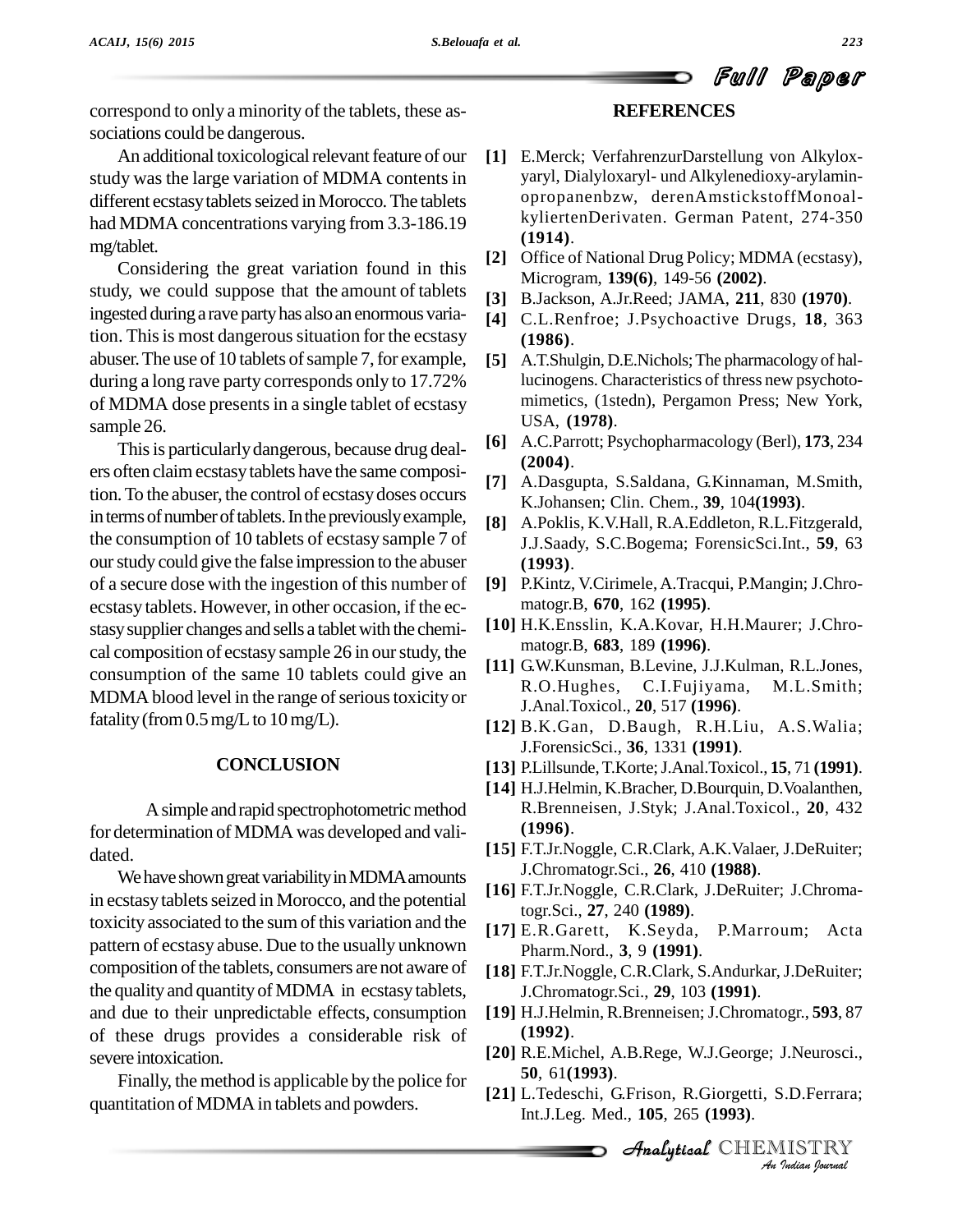correspond to only a minority of the tablets, these associations could be dangerous.

An additional toxicological relevant feature of our study was the large variation of MDMA contents in different ecstasy tablets seized in Morocco. The tablets had MDMA concentrations varying from 3.3-186.19 mg/tablet.

Considering the great variation found in this study, we could suppose that the amount of tablets ingested during a rave party has also an enormous variation. This is most dangerous situation for the ecstasy abuser. The use of 10 tablets of sample 7, for example, during a long rave party corresponds only to 17.72% of MDMA dose presents in a single tablet of ecstasy sample 26.

This is particularly dangerous, because drug dealers often claim ecstasy tablets have the same composition. To the abuser, the control of ecstasy doses occurs in terms of number of tablets. In the previously example, the consumption of 10 tablets of ecstasy sample 7 of our study could give the false impression to the abuser of a secure dose with the ingestion of this number of ecstasy tablets. However, in other occasion, if the ecstasy supplier changes and sells a tablet with the chemical composition of ecstasy sample 26 in our study, the consumption of the same 10 tablets could give an MDMA blood level in the range of serious toxicity or fatality (from 0.5 mg/L to 10 mg/L).

## CONCLUSION

A simple and rapid spectrophotometric method for determination of MDMA was developed and validated.

We have shown great variability in MDMA amounts in ecstasy tablets seized in Morocco, and the potential toxicity associated to the sum of this variation and the pattern of ecstasy abuse. Due to the usually unknown composition of the tablets, consumers are not aware of the quality and quantity of MDMA in ecstasy tablets, and due to their unpredictable effects, consumption of these drugs provides a considerable risk of severe intoxication.

Finally, the method is applicable by the police for quantitation of MDMA in tablets and powders.

## REFERENCES

**[1]** E.Merck; VerfahrenzurDarstellung von Alkyloxyaryl, Dialyloxaryl- und Alkylenedioxy-arylaminopropanenbzw, derenAmstickstoffMonoalkyliertenDerivaten. German Patent, 274-350 **(1914)**.

**[2]** Office of National Drug Policy; MDMA (ecstasy), Microgram, **139(6)**, 149-56 **(2002)**.

**[3]** B.Jackson, A.Jr.Reed; JAMA, **211**, 830 **(1970)**.

**[4]** C.L.Renfroe; J.Psychoactive Drugs, **18**, 363 **(1986)**.

**[5]** A.T.Shulgin, D.E.Nichols; The pharmacology of hallucinogens. Characteristics of thress new psychotomimetics, (1stedn), Pergamon Press; New York, USA, **(1978)**.

**[6]** A.C.Parrott; Psychopharmacology (Berl), **173**, 234 **(2004)**.

**[7]** A.Dasgupta, S.Saldana, G.Kinnaman, M.Smith, K.Johansen; Clin. Chem., **39**, 104**(1993)**.

**[8]** A.Poklis, K.V.Hall, R.A.Eddleton, R.L.Fitzgerald, J.J.Saady, S.C.Bogema; ForensicSci.Int., **59**, 63 **(1993)**.

**[9]** P.Kintz, V.Cirimele, A.Tracqui, P.Mangin; J.Chromatogr.B, **670**, 162 **(1995)**.

**[10]** H.K.Ensslin, K.A.Kovar, H.H.Maurer; J.Chromatogr.B, **683**, 189 **(1996)**.

**[11]** G.W.Kunsman, B.Levine, J.J.Kulman, R.L.Jones, R.O.Hughes, C.I.Fujiyama, M.L.Smith; J.Anal.Toxicol., **20**, 517 **(1996)**.

**[12]** B.K.Gan, D.Baugh, R.H.Liu, A.S.Walia; J.ForensicSci., **36**, 1331 **(1991)**.

**[13]** P.Lillsunde, T.Korte; J.Anal.Toxicol., **15**, 71 **(1991)**.

**[14]** H.J.Helmin, K.Bracher, D.Bourquin, D.Voalanthen, R.Brenneisen, J.Styk; J.Anal.Toxicol., **20**, 432 **(1996)**.

**[15]** F.T.Jr.Noggle, C.R.Clark, A.K.Valaer, J.DeRuiter; J.Chromatogr.Sci., **26**, 410 **(1988)**.

**[16]** F.T.Jr.Noggle, C.R.Clark, J.DeRuiter; J.Chromatogr.Sci., **27**, 240 **(1989)**.

**[17]** E.R.Garett, K.Seyda, P.Marroum; Acta Pharm.Nord., **3**, 9 **(1991)**.

**[18]** F.T.Jr.Noggle, C.R.Clark, S.Andurkar, J.DeRuiter; J.Chromatogr.Sci., **29**, 103 **(1991)**.

**[19]** H.J.Helmin, R.Brenneisen; J.Chromatogr., **593**, 87 **(1992)**.

**[20]** R.E.Michel, A.B.Rege, W.J.George; J.Neurosci., **50**, 61**(1993)**.

**[21]** L.Tedeschi, G.Frison, R.Giorgetti, S.D.Ferrara; Int.J.Leg. Med., **105**, 265 **(1993)**.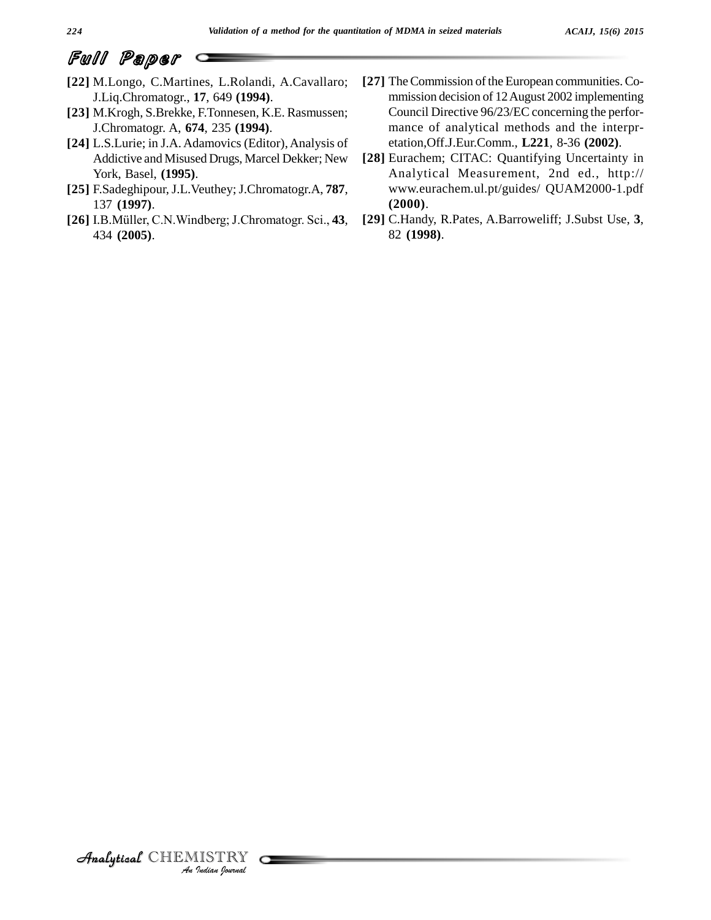[22] M.Longo, C.Martines, L.Rolandi, A.Cavallaro; J.Liq.Chromatogr., **17**, 649 **(1994)**.

[23] M.Krogh, S.Brekke, F.Tonnesen, K.E. Rasmussen; J.Chromatogr. A, **674**, 235 **(1994)**.

[24] L.S.Lurie; in J.A. Adamovics (Editor), Analysis of Addictive and Misused Drugs, Marcel Dekker; New York, Basel, **(1995)**.

[25] F.Sadeghipour, J.L.Veuthey; J.Chromatogr.A, **787**, 137 **(1997)**.

[26] I.B.Müller, C.N.Windberg; J.Chromatogr. Sci., **43**, 434 **(2005)**.

[27] The Commission of the European communities. Commission decision of 12 August 2002 implementing Council Directive 96/23/EC concerning the performance of analytical methods and the interpretation,Off.J.Eur.Comm., **L221**, 8-36 **(2002)**.

[28] Eurachem; CITAC: Quantifying Uncertainty in Analytical Measurement, 2nd ed., http://www.eurachem.ul.pt/guides/ QUAM2000-1.pdf **(2000)**.

[29] C.Handy, R.Pates, A.Barroweliff; J.Subst Use, **3**, 82 **(1998)**.